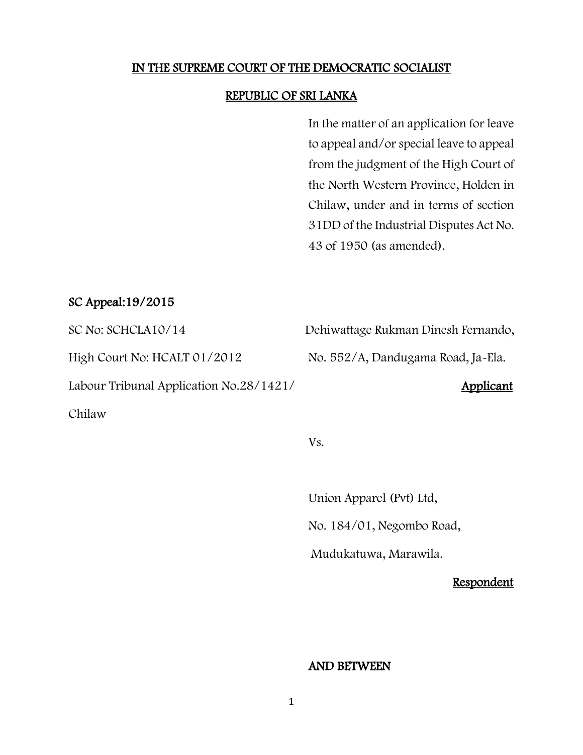**IN THE SUPREME COURT OF THE DEMOCRATIC SOCIALIST**

**REPUBLIC OF SRI LANKA**

In the matter of an application for leave to appeal and/or special leave to appeal from the judgment of the High Court of the North Western Province, Holden in Chilaw, under and in terms of section 31DD of the Industrial Disputes Act No. 43 of 1950 (as amended).

**SC Appeal:19/2015**

SC No: SCHCLA10/14

High Court No: HCALT 01/2012

Labour Tribunal Application No.28/1421/ Chilaw

Dehiwattage Rukman Dinesh Fernando,

No. 552/A, Dandugama Road, Ja-Ela.

**Applicant**

Vs.

Union Apparel (Pvt) Ltd,

No. 184/01, Negombo Road,

Mudukatuwa, Marawila.

**Respondent**

**AND BETWEEN**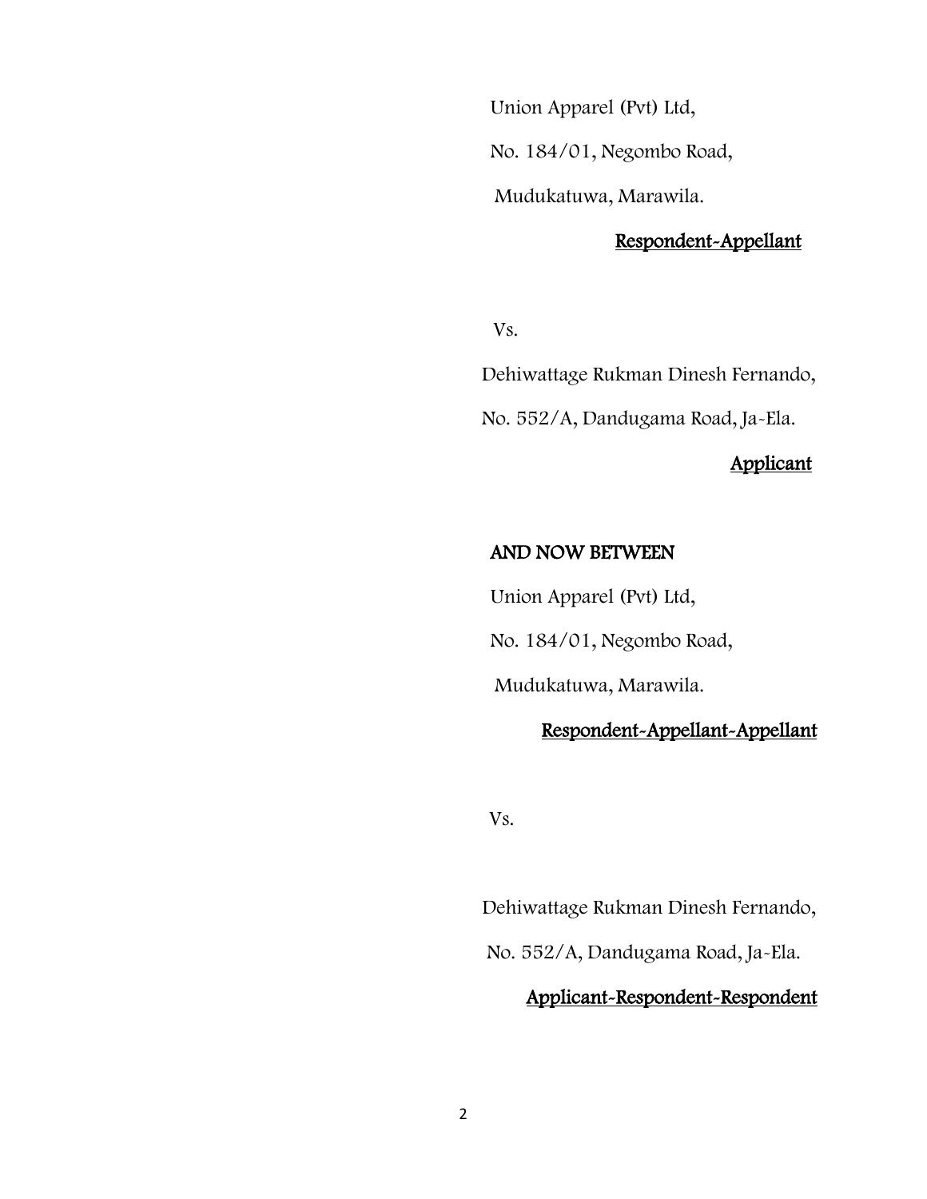Union Apparel (Pvt) Ltd,

No. 184/01, Negombo Road,

Mudukatuwa, Marawila.

Respondent-Appellant

Vs.

Dehiwattage Rukman Dinesh Fernando,

No. 552/A, Dandugama Road, Ja-Ela.

Applicant

AND NOW BETWEEN

Union Apparel (Pvt) Ltd,

No. 184/01, Negombo Road,

Mudukatuwa, Marawila.

Respondent-Appellant-Appellant

Vs.

Dehiwattage Rukman Dinesh Fernando,

No. 552/A, Dandugama Road, Ja-Ela.

Applicant-Respondent-Respondent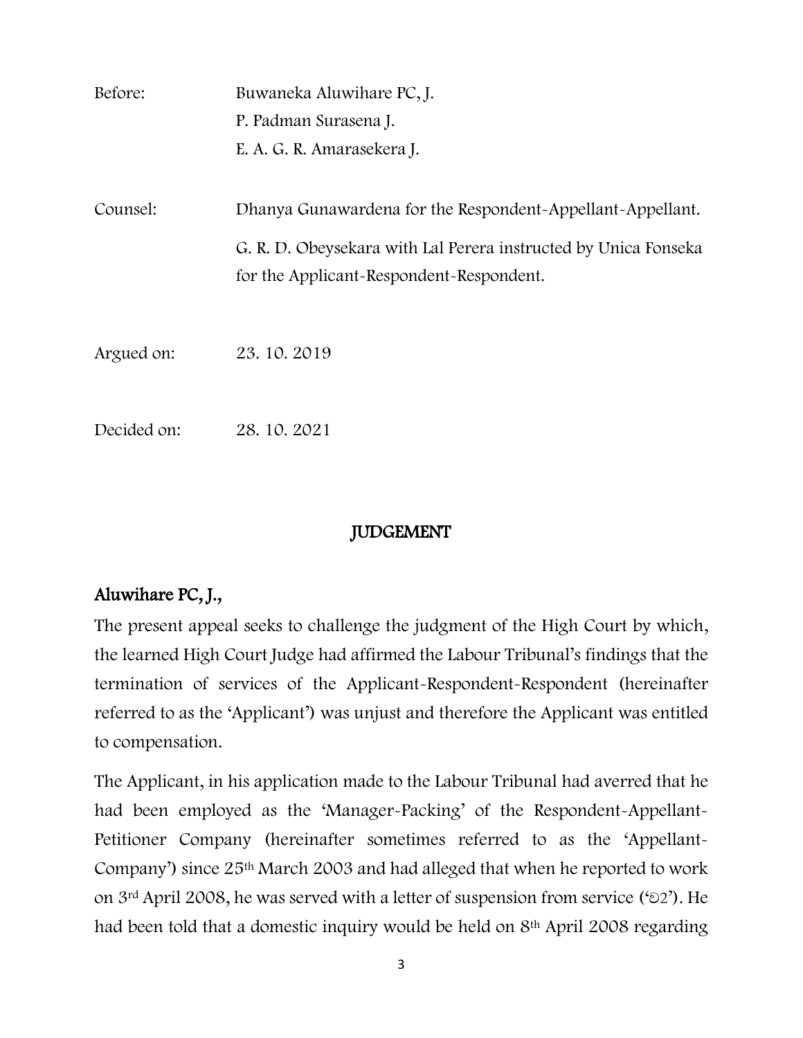Before: Buwaneka Aluwihare PC, J.
P. Padman Surasena J.
E. A. G. R. Amarasekera J.

Counsel: Dhanya Gunawardena for the Respondent-Appellant-Appellant.

G. R. D. Obeysekara with Lal Perera instructed by Unica Fonseka for the Applicant-Respondent-Respondent.

Argued on: 23. 10. 2019

Decided on: 28. 10. 2021

## JUDGEMENT

### Aluwihare PC, J.,

The present appeal seeks to challenge the judgment of the High Court by which, the learned High Court Judge had affirmed the Labour Tribunal's findings that the termination of services of the Applicant-Respondent-Respondent (hereinafter referred to as the 'Applicant') was unjust and therefore the Applicant was entitled to compensation.

The Applicant, in his application made to the Labour Tribunal had averred that he had been employed as the 'Manager-Packing' of the Respondent-Appellant-Petitioner Company (hereinafter sometimes referred to as the 'Appellant-Company') since 25th March 2003 and had alleged that when he reported to work on 3rd April 2008, he was served with a letter of suspension from service ('ව2'). He had been told that a domestic inquiry would be held on 8th April 2008 regarding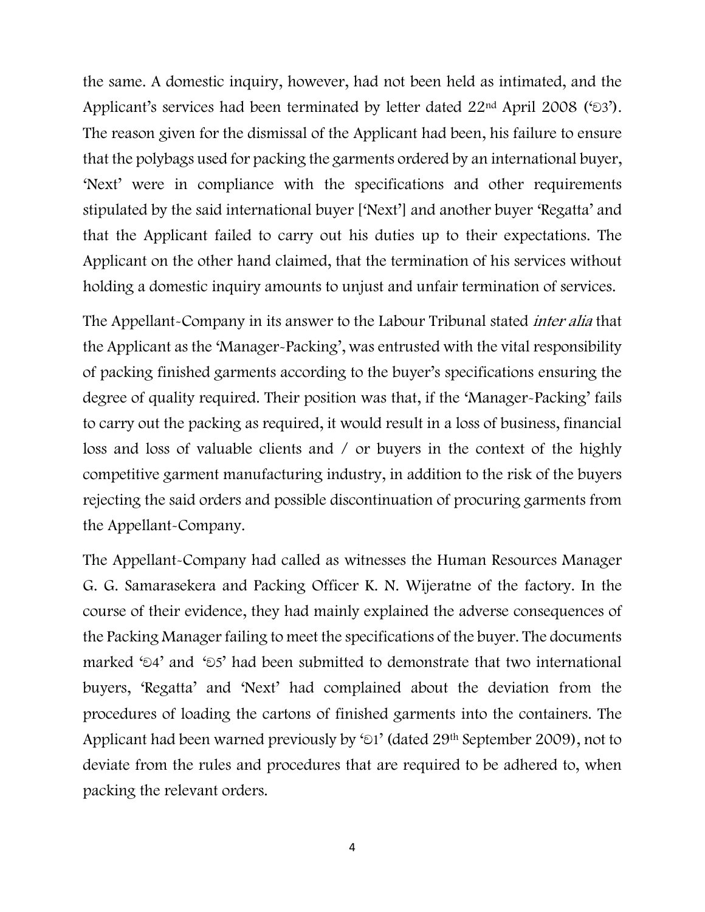the same. A domestic inquiry, however, had not been held as intimated, and the Applicant's services had been terminated by letter dated 22nd April 2008 ('ව3'). The reason given for the dismissal of the Applicant had been, his failure to ensure that the polybags used for packing the garments ordered by an international buyer, 'Next' were in compliance with the specifications and other requirements stipulated by the said international buyer ['Next'] and another buyer 'Regatta' and that the Applicant failed to carry out his duties up to their expectations. The Applicant on the other hand claimed, that the termination of his services without holding a domestic inquiry amounts to unjust and unfair termination of services.

The Appellant-Company in its answer to the Labour Tribunal stated *inter alia* that the Applicant as the 'Manager-Packing', was entrusted with the vital responsibility of packing finished garments according to the buyer's specifications ensuring the degree of quality required. Their position was that, if the 'Manager-Packing' fails to carry out the packing as required, it would result in a loss of business, financial loss and loss of valuable clients and / or buyers in the context of the highly competitive garment manufacturing industry, in addition to the risk of the buyers rejecting the said orders and possible discontinuation of procuring garments from the Appellant-Company.

The Appellant-Company had called as witnesses the Human Resources Manager G. G. Samarasekera and Packing Officer K. N. Wijeratne of the factory. In the course of their evidence, they had mainly explained the adverse consequences of the Packing Manager failing to meet the specifications of the buyer. The documents marked 'ව4' and 'ව5' had been submitted to demonstrate that two international buyers, 'Regatta' and 'Next' had complained about the deviation from the procedures of loading the cartons of finished garments into the containers. The Applicant had been warned previously by 'ව1' (dated 29th September 2009), not to deviate from the rules and procedures that are required to be adhered to, when packing the relevant orders.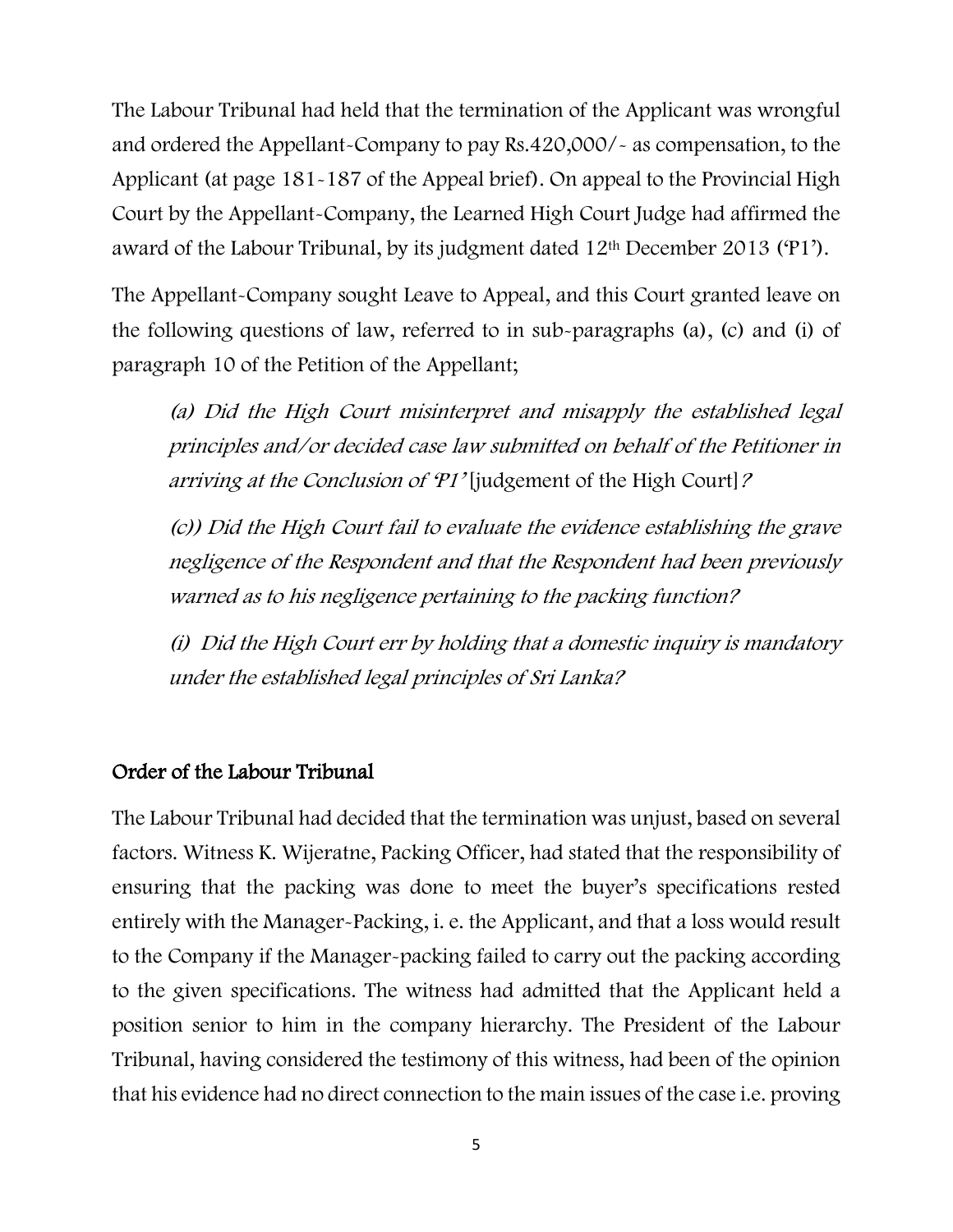The Labour Tribunal had held that the termination of the Applicant was wrongful and ordered the Appellant-Company to pay Rs.420,000/- as compensation, to the Applicant (at page 181-187 of the Appeal brief). On appeal to the Provincial High Court by the Appellant-Company, the Learned High Court Judge had affirmed the award of the Labour Tribunal, by its judgment dated 12th December 2013 ('P1').

The Appellant-Company sought Leave to Appeal, and this Court granted leave on the following questions of law, referred to in sub-paragraphs (a), (c) and (i) of paragraph 10 of the Petition of the Appellant;

> *(a) Did the High Court misinterpret and misapply the established legal principles and/or decided case law submitted on behalf of the Petitioner in arriving at the Conclusion of 'P1'* [judgement of the High Court]*?*
>
> *(c)) Did the High Court fail to evaluate the evidence establishing the grave negligence of the Respondent and that the Respondent had been previously warned as to his negligence pertaining to the packing function?*
>
> *(i) Did the High Court err by holding that a domestic inquiry is mandatory under the established legal principles of Sri Lanka?*

## Order of the Labour Tribunal

The Labour Tribunal had decided that the termination was unjust, based on several factors. Witness K. Wijeratne, Packing Officer, had stated that the responsibility of ensuring that the packing was done to meet the buyer's specifications rested entirely with the Manager-Packing, i. e. the Applicant, and that a loss would result to the Company if the Manager-packing failed to carry out the packing according to the given specifications. The witness had admitted that the Applicant held a position senior to him in the company hierarchy. The President of the Labour Tribunal, having considered the testimony of this witness, had been of the opinion that his evidence had no direct connection to the main issues of the case i.e. proving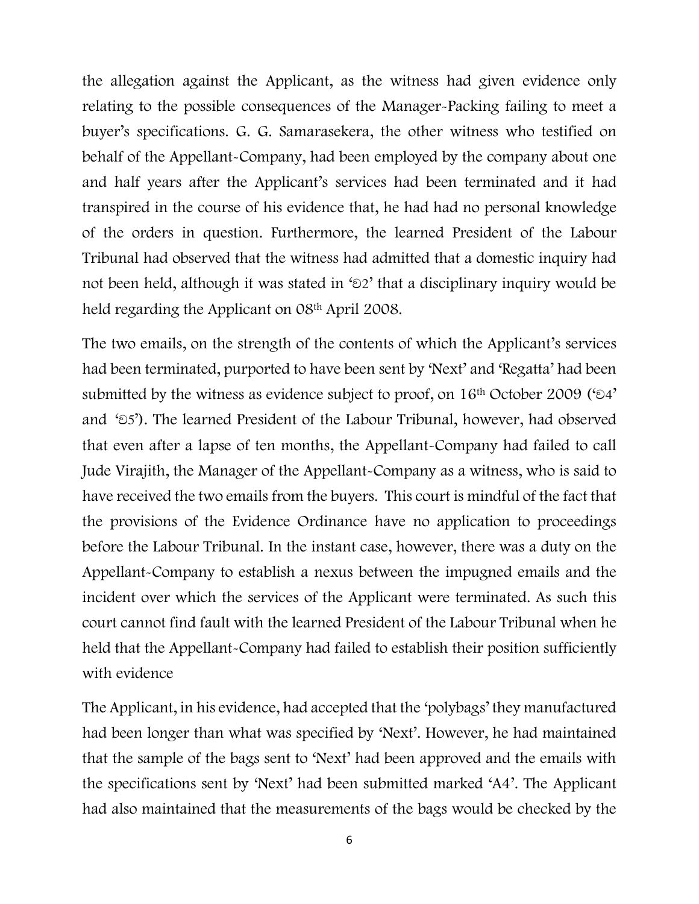the allegation against the Applicant, as the witness had given evidence only relating to the possible consequences of the Manager-Packing failing to meet a buyer's specifications. G. G. Samarasekera, the other witness who testified on behalf of the Appellant-Company, had been employed by the company about one and half years after the Applicant's services had been terminated and it had transpired in the course of his evidence that, he had had no personal knowledge of the orders in question. Furthermore, the learned President of the Labour Tribunal had observed that the witness had admitted that a domestic inquiry had not been held, although it was stated in 'ව2' that a disciplinary inquiry would be held regarding the Applicant on 08th April 2008.

The two emails, on the strength of the contents of which the Applicant's services had been terminated, purported to have been sent by 'Next' and 'Regatta' had been submitted by the witness as evidence subject to proof, on 16th October 2009 ('ව4' and 'ව5'). The learned President of the Labour Tribunal, however, had observed that even after a lapse of ten months, the Appellant-Company had failed to call Jude Virajith, the Manager of the Appellant-Company as a witness, who is said to have received the two emails from the buyers. This court is mindful of the fact that the provisions of the Evidence Ordinance have no application to proceedings before the Labour Tribunal. In the instant case, however, there was a duty on the Appellant-Company to establish a nexus between the impugned emails and the incident over which the services of the Applicant were terminated. As such this court cannot find fault with the learned President of the Labour Tribunal when he held that the Appellant-Company had failed to establish their position sufficiently with evidence

The Applicant, in his evidence, had accepted that the 'polybags' they manufactured had been longer than what was specified by 'Next'. However, he had maintained that the sample of the bags sent to 'Next' had been approved and the emails with the specifications sent by 'Next' had been submitted marked 'A4'. The Applicant had also maintained that the measurements of the bags would be checked by the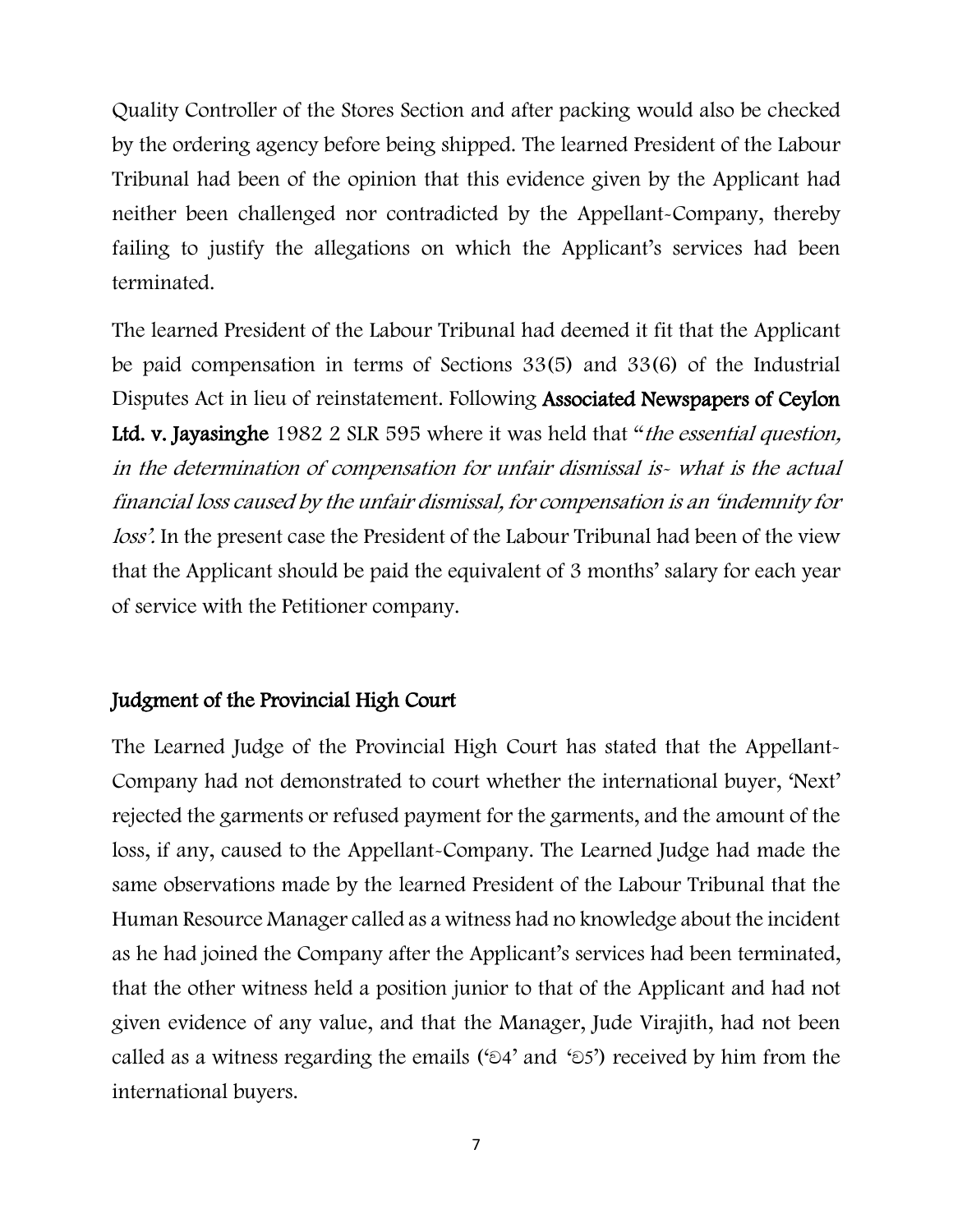Quality Controller of the Stores Section and after packing would also be checked by the ordering agency before being shipped. The learned President of the Labour Tribunal had been of the opinion that this evidence given by the Applicant had neither been challenged nor contradicted by the Appellant-Company, thereby failing to justify the allegations on which the Applicant's services had been terminated.

The learned President of the Labour Tribunal had deemed it fit that the Applicant be paid compensation in terms of Sections 33(5) and 33(6) of the Industrial Disputes Act in lieu of reinstatement. Following **Associated Newspapers of Ceylon Ltd. v. Jayasinghe** 1982 2 SLR 595 where it was held that "*the essential question, in the determination of compensation for unfair dismissal is- what is the actual financial loss caused by the unfair dismissal, for compensation is an 'indemnity for loss'.* In the present case the President of the Labour Tribunal had been of the view that the Applicant should be paid the equivalent of 3 months' salary for each year of service with the Petitioner company.

## Judgment of the Provincial High Court

The Learned Judge of the Provincial High Court has stated that the Appellant-Company had not demonstrated to court whether the international buyer, 'Next' rejected the garments or refused payment for the garments, and the amount of the loss, if any, caused to the Appellant-Company. The Learned Judge had made the same observations made by the learned President of the Labour Tribunal that the Human Resource Manager called as a witness had no knowledge about the incident as he had joined the Company after the Applicant's services had been terminated, that the other witness held a position junior to that of the Applicant and had not given evidence of any value, and that the Manager, Jude Virajith, had not been called as a witness regarding the emails ('ව4' and 'ව5') received by him from the international buyers.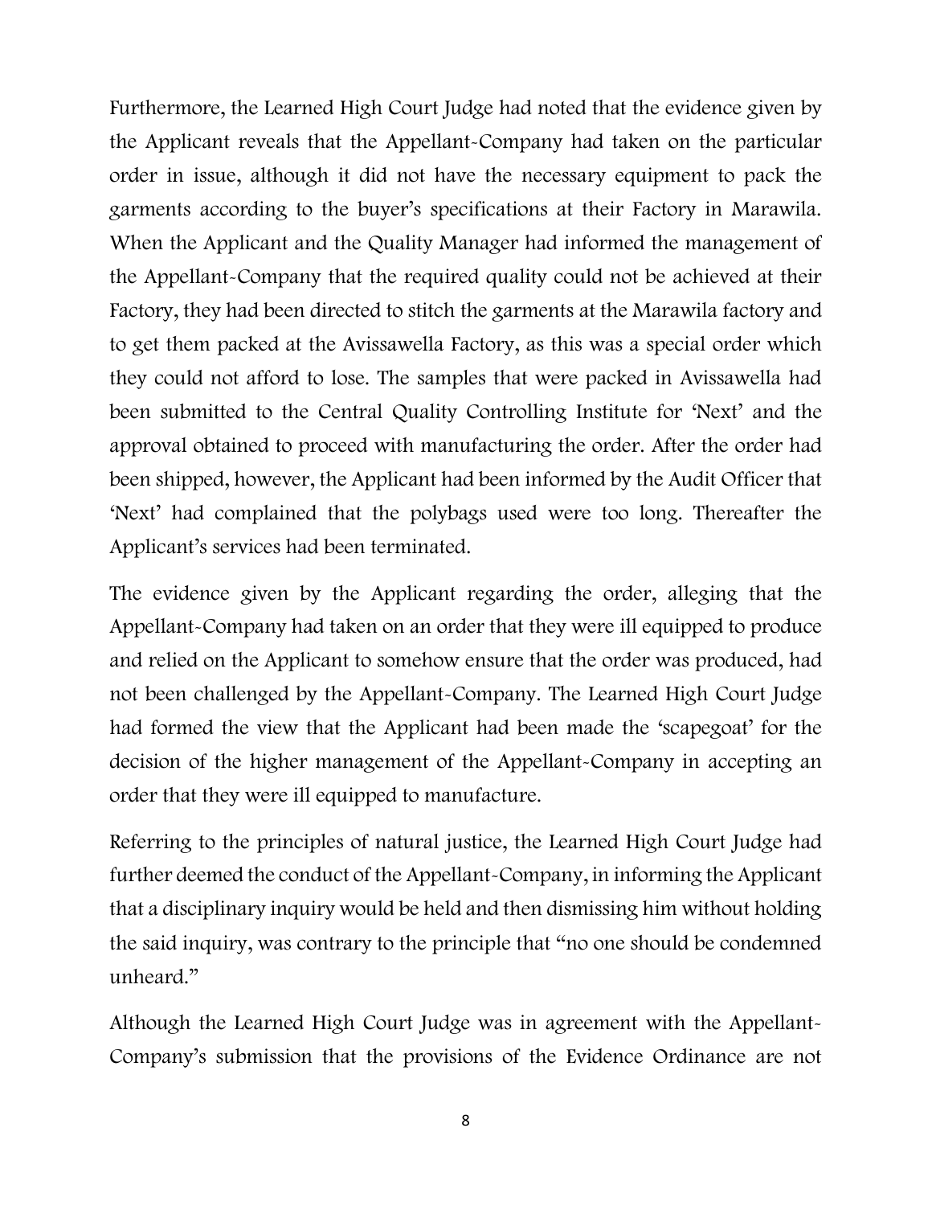Furthermore, the Learned High Court Judge had noted that the evidence given by the Applicant reveals that the Appellant-Company had taken on the particular order in issue, although it did not have the necessary equipment to pack the garments according to the buyer's specifications at their Factory in Marawila. When the Applicant and the Quality Manager had informed the management of the Appellant-Company that the required quality could not be achieved at their Factory, they had been directed to stitch the garments at the Marawila factory and to get them packed at the Avissawella Factory, as this was a special order which they could not afford to lose. The samples that were packed in Avissawella had been submitted to the Central Quality Controlling Institute for 'Next' and the approval obtained to proceed with manufacturing the order. After the order had been shipped, however, the Applicant had been informed by the Audit Officer that 'Next' had complained that the polybags used were too long. Thereafter the Applicant's services had been terminated.

The evidence given by the Applicant regarding the order, alleging that the Appellant-Company had taken on an order that they were ill equipped to produce and relied on the Applicant to somehow ensure that the order was produced, had not been challenged by the Appellant-Company. The Learned High Court Judge had formed the view that the Applicant had been made the 'scapegoat' for the decision of the higher management of the Appellant-Company in accepting an order that they were ill equipped to manufacture.

Referring to the principles of natural justice, the Learned High Court Judge had further deemed the conduct of the Appellant-Company, in informing the Applicant that a disciplinary inquiry would be held and then dismissing him without holding the said inquiry, was contrary to the principle that "no one should be condemned unheard."

Although the Learned High Court Judge was in agreement with the Appellant-Company's submission that the provisions of the Evidence Ordinance are not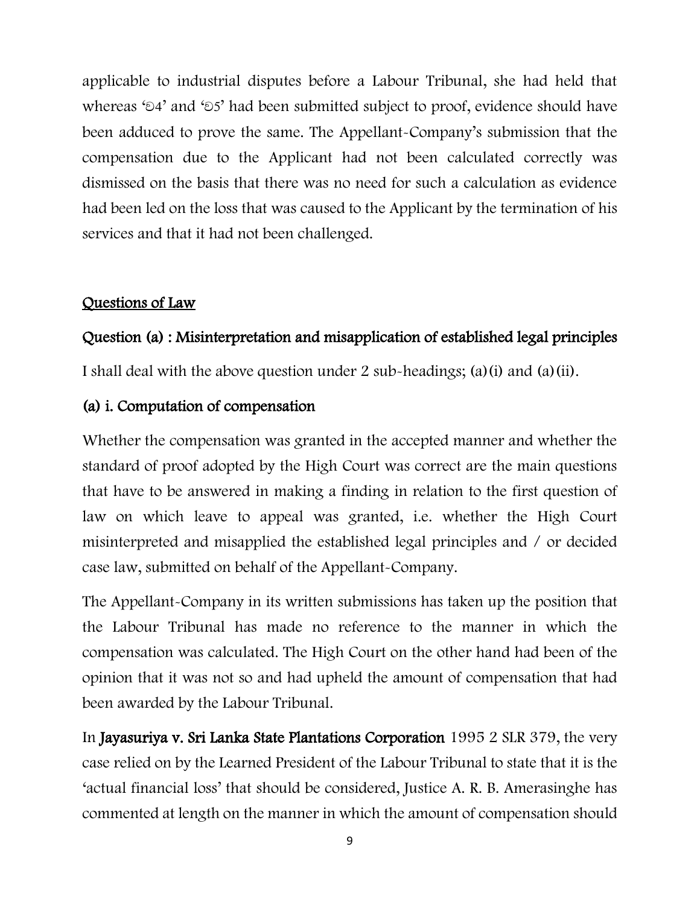applicable to industrial disputes before a Labour Tribunal, she had held that whereas 'ව4' and 'ව5' had been submitted subject to proof, evidence should have been adduced to prove the same. The Appellant-Company's submission that the compensation due to the Applicant had not been calculated correctly was dismissed on the basis that there was no need for such a calculation as evidence had been led on the loss that was caused to the Applicant by the termination of his services and that it had not been challenged.

## Questions of Law

### Question (a) : Misinterpretation and misapplication of established legal principles

I shall deal with the above question under 2 sub-headings; (a)(i) and (a)(ii).

### (a) i. Computation of compensation

Whether the compensation was granted in the accepted manner and whether the standard of proof adopted by the High Court was correct are the main questions that have to be answered in making a finding in relation to the first question of law on which leave to appeal was granted, i.e. whether the High Court misinterpreted and misapplied the established legal principles and / or decided case law, submitted on behalf of the Appellant-Company.

The Appellant-Company in its written submissions has taken up the position that the Labour Tribunal has made no reference to the manner in which the compensation was calculated. The High Court on the other hand had been of the opinion that it was not so and had upheld the amount of compensation that had been awarded by the Labour Tribunal.

In **Jayasuriya v. Sri Lanka State Plantations Corporation** 1995 2 SLR 379, the very case relied on by the Learned President of the Labour Tribunal to state that it is the 'actual financial loss' that should be considered, Justice A. R. B. Amerasinghe has commented at length on the manner in which the amount of compensation should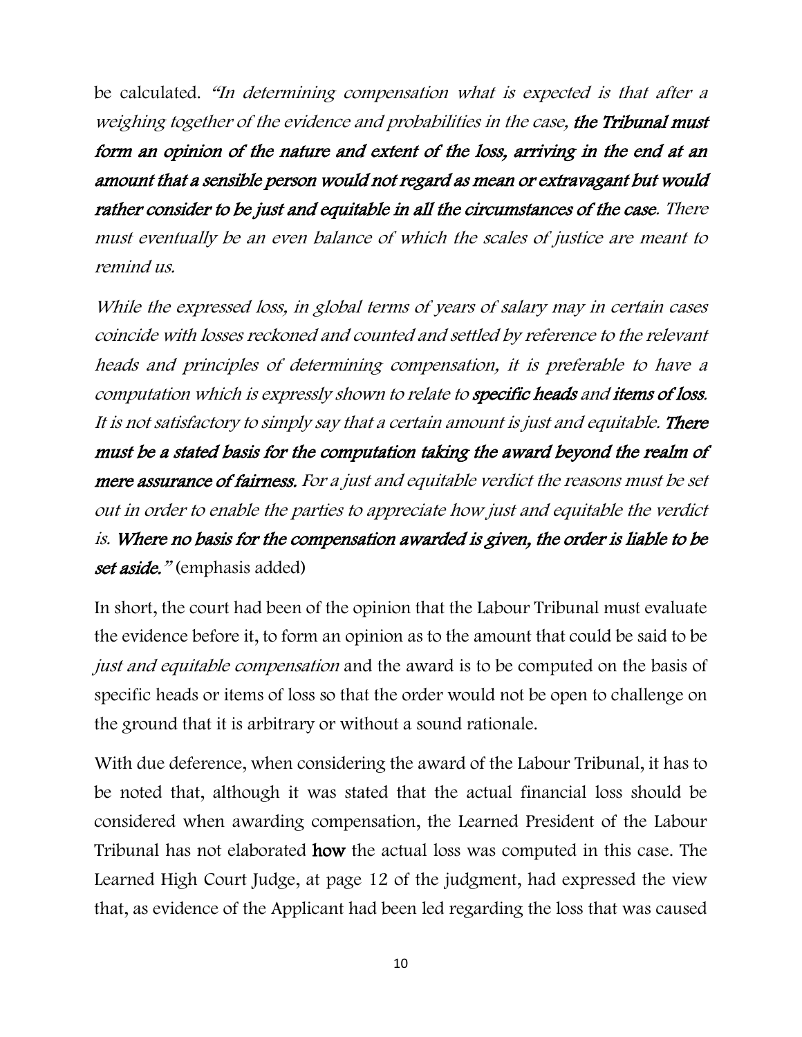be calculated. *"In determining compensation what is expected is that after a weighing together of the evidence and probabilities in the case,* ***the Tribunal must form an opinion of the nature and extent of the loss, arriving in the end at an amount that a sensible person would not regard as mean or extravagant but would rather consider to be just and equitable in all the circumstances of the case****. There must eventually be an even balance of which the scales of justice are meant to remind us.*

*While the expressed loss, in global terms of years of salary may in certain cases coincide with losses reckoned and counted and settled by reference to the relevant heads and principles of determining compensation, it is preferable to have a computation which is expressly shown to relate to* ***specific heads*** *and* ***items of loss****. It is not satisfactory to simply say that a certain amount is just and equitable.* ***There must be a stated basis for the computation taking the award beyond the realm of mere assurance of fairness.*** *For a just and equitable verdict the reasons must be set out in order to enable the parties to appreciate how just and equitable the verdict is.* ***Where no basis for the compensation awarded is given, the order is liable to be set aside."*** (emphasis added)

In short, the court had been of the opinion that the Labour Tribunal must evaluate the evidence before it, to form an opinion as to the amount that could be said to be *just and equitable compensation* and the award is to be computed on the basis of specific heads or items of loss so that the order would not be open to challenge on the ground that it is arbitrary or without a sound rationale.

With due deference, when considering the award of the Labour Tribunal, it has to be noted that, although it was stated that the actual financial loss should be considered when awarding compensation, the Learned President of the Labour Tribunal has not elaborated **how** the actual loss was computed in this case. The Learned High Court Judge, at page 12 of the judgment, had expressed the view that, as evidence of the Applicant had been led regarding the loss that was caused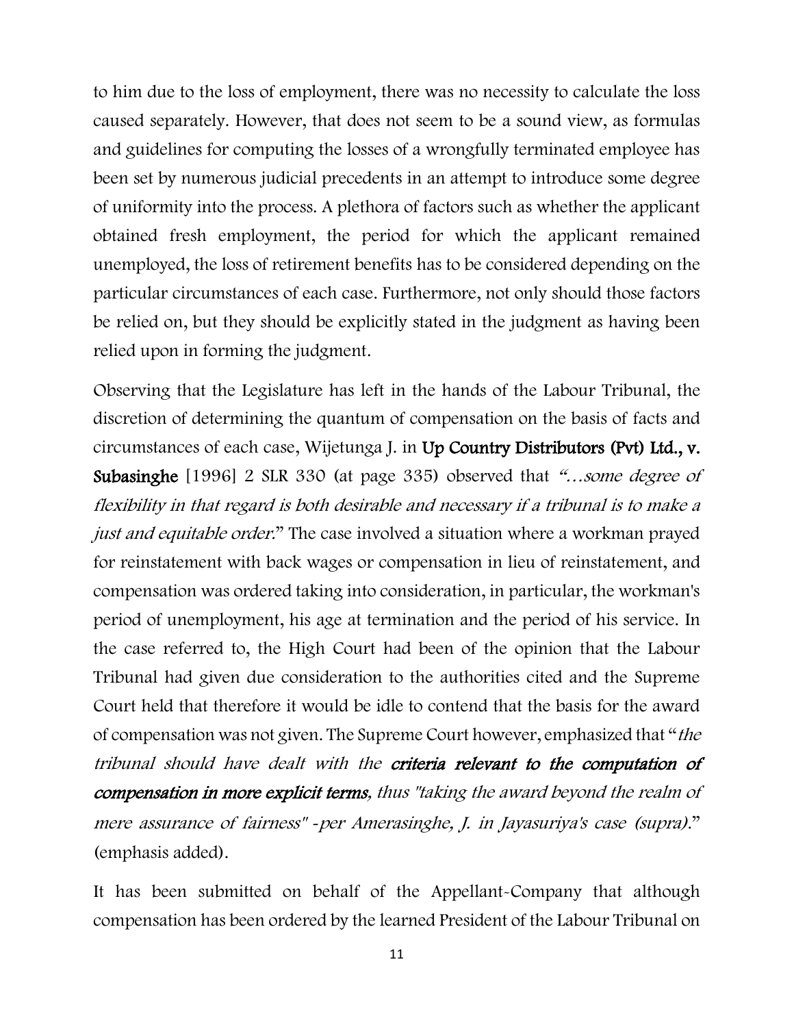to him due to the loss of employment, there was no necessity to calculate the loss caused separately. However, that does not seem to be a sound view, as formulas and guidelines for computing the losses of a wrongfully terminated employee has been set by numerous judicial precedents in an attempt to introduce some degree of uniformity into the process. A plethora of factors such as whether the applicant obtained fresh employment, the period for which the applicant remained unemployed, the loss of retirement benefits has to be considered depending on the particular circumstances of each case. Furthermore, not only should those factors be relied on, but they should be explicitly stated in the judgment as having been relied upon in forming the judgment.

Observing that the Legislature has left in the hands of the Labour Tribunal, the discretion of determining the quantum of compensation on the basis of facts and circumstances of each case, Wijetunga J. in **Up Country Distributors (Pvt) Ltd., v. Subasinghe** [1996] 2 SLR 330 (at page 335) observed that *"…some degree of flexibility in that regard is both desirable and necessary if a tribunal is to make a just and equitable order.*" The case involved a situation where a workman prayed for reinstatement with back wages or compensation in lieu of reinstatement, and compensation was ordered taking into consideration, in particular, the workman's period of unemployment, his age at termination and the period of his service. In the case referred to, the High Court had been of the opinion that the Labour Tribunal had given due consideration to the authorities cited and the Supreme Court held that therefore it would be idle to contend that the basis for the award of compensation was not given. The Supreme Court however, emphasized that "*the tribunal should have dealt with the* ***criteria relevant to the computation of compensation in more explicit terms****, thus "taking the award beyond the realm of mere assurance of fairness" -per Amerasinghe, J. in Jayasuriya's case (supra).*" (emphasis added).

It has been submitted on behalf of the Appellant-Company that although compensation has been ordered by the learned President of the Labour Tribunal on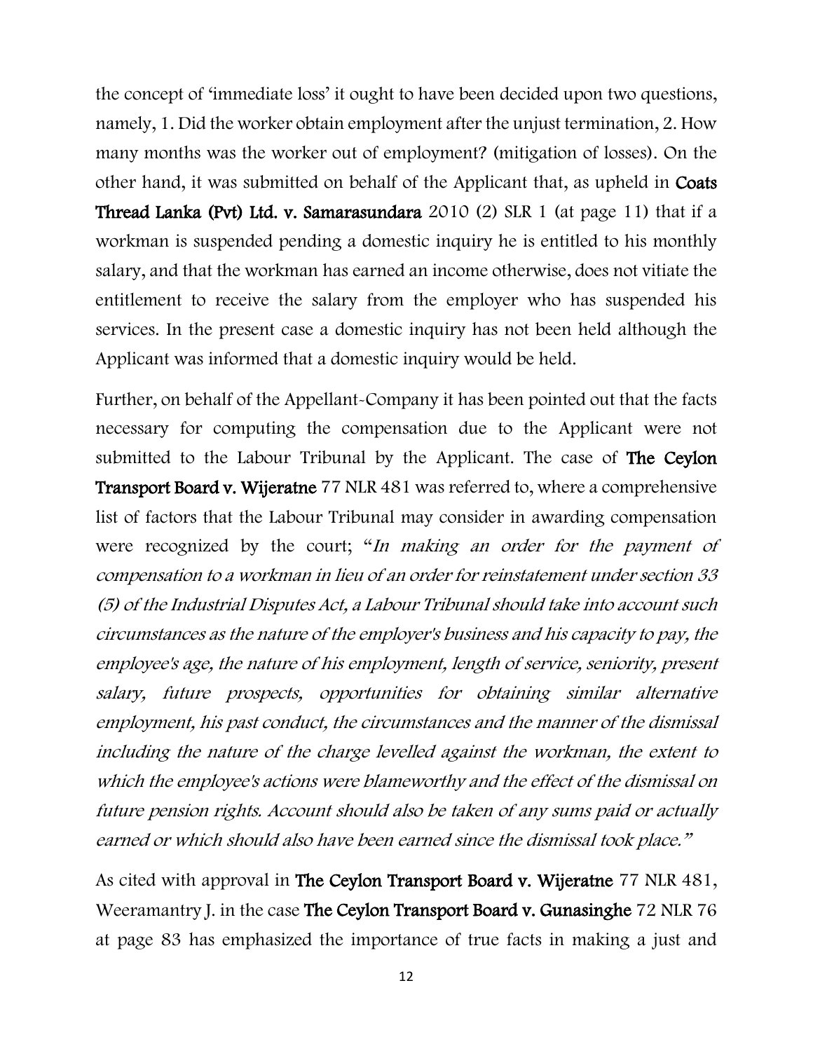the concept of 'immediate loss' it ought to have been decided upon two questions, namely, 1. Did the worker obtain employment after the unjust termination, 2. How many months was the worker out of employment? (mitigation of losses). On the other hand, it was submitted on behalf of the Applicant that, as upheld in **Coats Thread Lanka (Pvt) Ltd. v. Samarasundara** 2010 (2) SLR 1 (at page 11) that if a workman is suspended pending a domestic inquiry he is entitled to his monthly salary, and that the workman has earned an income otherwise, does not vitiate the entitlement to receive the salary from the employer who has suspended his services. In the present case a domestic inquiry has not been held although the Applicant was informed that a domestic inquiry would be held.

Further, on behalf of the Appellant-Company it has been pointed out that the facts necessary for computing the compensation due to the Applicant were not submitted to the Labour Tribunal by the Applicant. The case of **The Ceylon Transport Board v. Wijeratne** 77 NLR 481 was referred to, where a comprehensive list of factors that the Labour Tribunal may consider in awarding compensation were recognized by the court; "*In making an order for the payment of compensation to a workman in lieu of an order for reinstatement under section 33 (5) of the Industrial Disputes Act, a Labour Tribunal should take into account such circumstances as the nature of the employer's business and his capacity to pay, the employee's age, the nature of his employment, length of service, seniority, present salary, future prospects, opportunities for obtaining similar alternative employment, his past conduct, the circumstances and the manner of the dismissal including the nature of the charge levelled against the workman, the extent to which the employee's actions were blameworthy and the effect of the dismissal on future pension rights. Account should also be taken of any sums paid or actually earned or which should also have been earned since the dismissal took place.*"

As cited with approval in **The Ceylon Transport Board v. Wijeratne** 77 NLR 481, Weeramantry J. in the case **The Ceylon Transport Board v. Gunasinghe** 72 NLR 76 at page 83 has emphasized the importance of true facts in making a just and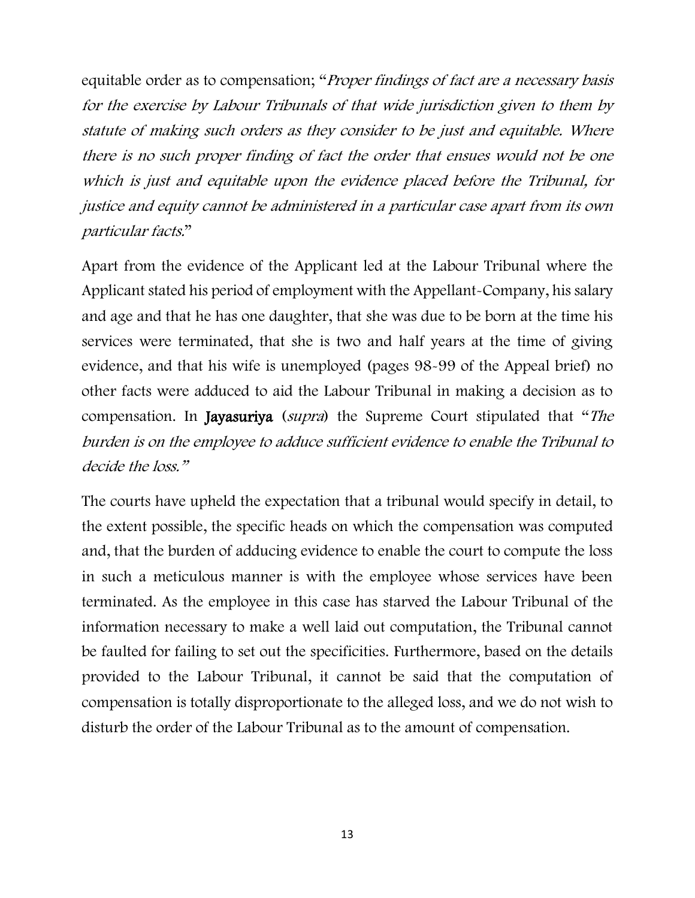equitable order as to compensation; "*Proper findings of fact are a necessary basis for the exercise by Labour Tribunals of that wide jurisdiction given to them by statute of making such orders as they consider to be just and equitable. Where there is no such proper finding of fact the order that ensues would not be one which is just and equitable upon the evidence placed before the Tribunal, for justice and equity cannot be administered in a particular case apart from its own particular facts.*"

Apart from the evidence of the Applicant led at the Labour Tribunal where the Applicant stated his period of employment with the Appellant-Company, his salary and age and that he has one daughter, that she was due to be born at the time his services were terminated, that she is two and half years at the time of giving evidence, and that his wife is unemployed (pages 98-99 of the Appeal brief) no other facts were adduced to aid the Labour Tribunal in making a decision as to compensation. In **Jayasuriya** (*supra*) the Supreme Court stipulated that "*The burden is on the employee to adduce sufficient evidence to enable the Tribunal to decide the loss.*"

The courts have upheld the expectation that a tribunal would specify in detail, to the extent possible, the specific heads on which the compensation was computed and, that the burden of adducing evidence to enable the court to compute the loss in such a meticulous manner is with the employee whose services have been terminated. As the employee in this case has starved the Labour Tribunal of the information necessary to make a well laid out computation, the Tribunal cannot be faulted for failing to set out the specificities. Furthermore, based on the details provided to the Labour Tribunal, it cannot be said that the computation of compensation is totally disproportionate to the alleged loss, and we do not wish to disturb the order of the Labour Tribunal as to the amount of compensation.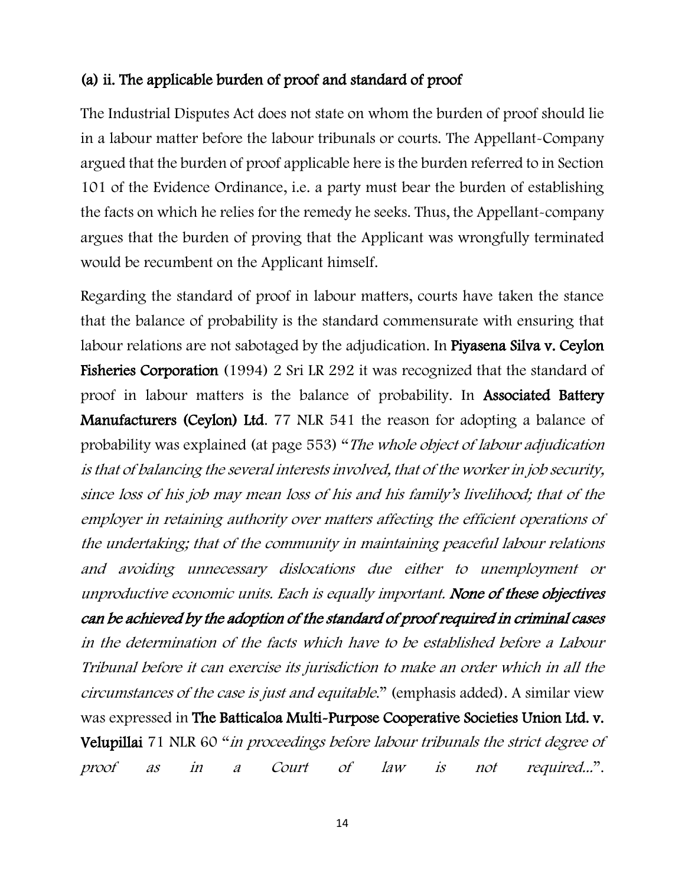### (a) ii. The applicable burden of proof and standard of proof

The Industrial Disputes Act does not state on whom the burden of proof should lie in a labour matter before the labour tribunals or courts. The Appellant-Company argued that the burden of proof applicable here is the burden referred to in Section 101 of the Evidence Ordinance, i.e. a party must bear the burden of establishing the facts on which he relies for the remedy he seeks. Thus, the Appellant-company argues that the burden of proving that the Applicant was wrongfully terminated would be recumbent on the Applicant himself.

Regarding the standard of proof in labour matters, courts have taken the stance that the balance of probability is the standard commensurate with ensuring that labour relations are not sabotaged by the adjudication. In **Piyasena Silva v. Ceylon Fisheries Corporation** (1994) 2 Sri LR 292 it was recognized that the standard of proof in labour matters is the balance of probability. In **Associated Battery Manufacturers (Ceylon) Ltd**. 77 NLR 541 the reason for adopting a balance of probability was explained (at page 553) "*The whole object of labour adjudication is that of balancing the several interests involved, that of the worker in job security, since loss of his job may mean loss of his and his family's livelihood; that of the employer in retaining authority over matters affecting the efficient operations of the undertaking; that of the community in maintaining peaceful labour relations and avoiding unnecessary dislocations due either to unemployment or unproductive economic units. Each is equally important.* ***None of these objectives can be achieved by the adoption of the standard of proof required in criminal cases*** *in the determination of the facts which have to be established before a Labour Tribunal before it can exercise its jurisdiction to make an order which in all the circumstances of the case is just and equitable.*" (emphasis added). A similar view was expressed in **The Batticaloa Multi-Purpose Cooperative Societies Union Ltd. v. Velupillai** 71 NLR 60 "*in proceedings before labour tribunals the strict degree of proof as in a Court of law is not required...*".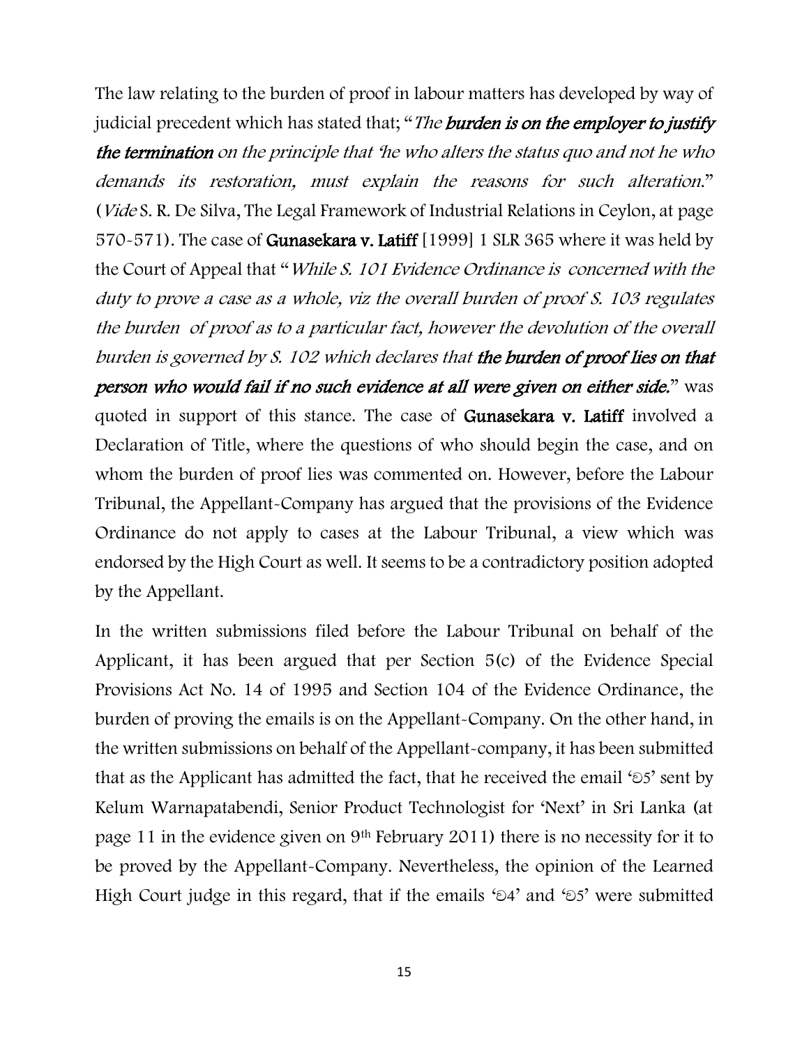The law relating to the burden of proof in labour matters has developed by way of judicial precedent which has stated that; "*The* ***burden is on the employer to justify the termination*** *on the principle that 'he who alters the status quo and not he who demands its restoration, must explain the reasons for such alteration.*" (*Vide* S. R. De Silva, The Legal Framework of Industrial Relations in Ceylon, at page 570-571). The case of **Gunasekara v. Latiff** [1999] 1 SLR 365 where it was held by the Court of Appeal that "*While S. 101 Evidence Ordinance is concerned with the duty to prove a case as a whole, viz the overall burden of proof S. 103 regulates the burden of proof as to a particular fact, however the devolution of the overall burden is governed by S. 102 which declares that* ***the burden of proof lies on that person who would fail if no such evidence at all were given on either side.***" was quoted in support of this stance. The case of **Gunasekara v. Latiff** involved a Declaration of Title, where the questions of who should begin the case, and on whom the burden of proof lies was commented on. However, before the Labour Tribunal, the Appellant-Company has argued that the provisions of the Evidence Ordinance do not apply to cases at the Labour Tribunal, a view which was endorsed by the High Court as well. It seems to be a contradictory position adopted by the Appellant.

In the written submissions filed before the Labour Tribunal on behalf of the Applicant, it has been argued that per Section 5(c) of the Evidence Special Provisions Act No. 14 of 1995 and Section 104 of the Evidence Ordinance, the burden of proving the emails is on the Appellant-Company. On the other hand, in the written submissions on behalf of the Appellant-company, it has been submitted that as the Applicant has admitted the fact, that he received the email 'ව5' sent by Kelum Warnapatabendi, Senior Product Technologist for 'Next' in Sri Lanka (at page 11 in the evidence given on 9th February 2011) there is no necessity for it to be proved by the Appellant-Company. Nevertheless, the opinion of the Learned High Court judge in this regard, that if the emails 'ව4' and 'ව5' were submitted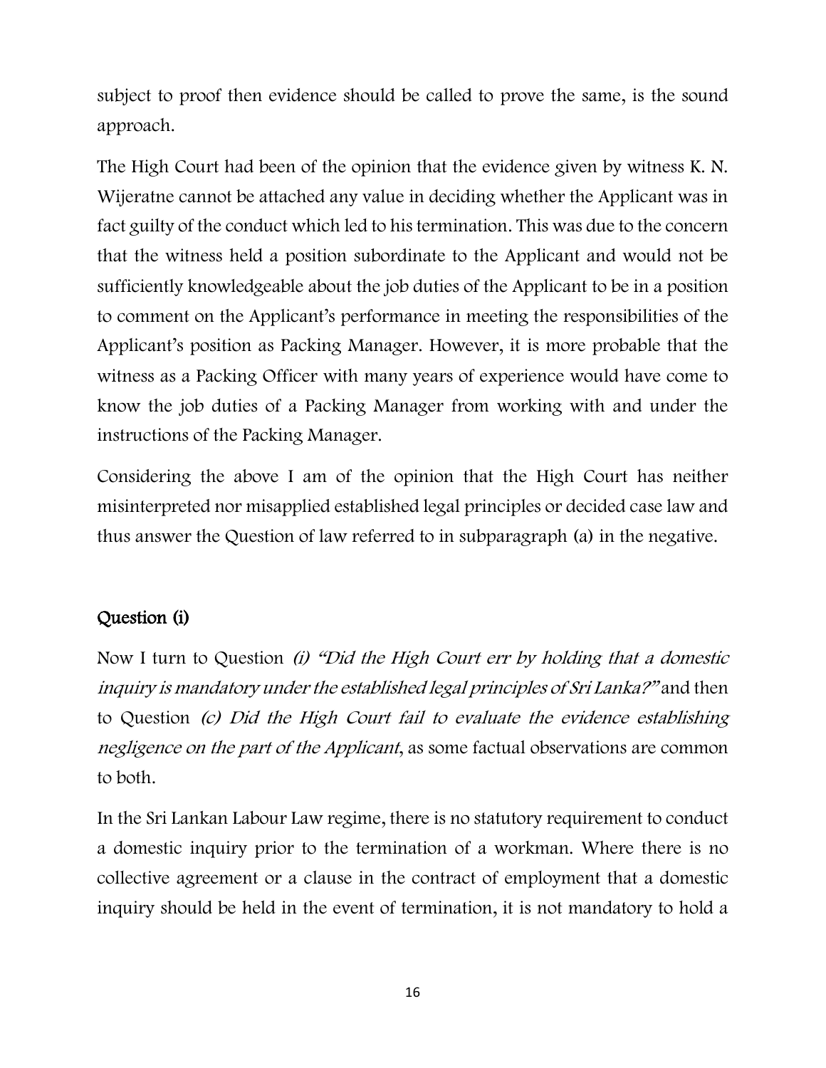subject to proof then evidence should be called to prove the same, is the sound approach.

The High Court had been of the opinion that the evidence given by witness K. N. Wijeratne cannot be attached any value in deciding whether the Applicant was in fact guilty of the conduct which led to his termination. This was due to the concern that the witness held a position subordinate to the Applicant and would not be sufficiently knowledgeable about the job duties of the Applicant to be in a position to comment on the Applicant's performance in meeting the responsibilities of the Applicant's position as Packing Manager. However, it is more probable that the witness as a Packing Officer with many years of experience would have come to know the job duties of a Packing Manager from working with and under the instructions of the Packing Manager.

Considering the above I am of the opinion that the High Court has neither misinterpreted nor misapplied established legal principles or decided case law and thus answer the Question of law referred to in subparagraph (a) in the negative.

## Question (i)

Now I turn to Question *(i) "Did the High Court err by holding that a domestic inquiry is mandatory under the established legal principles of Sri Lanka?"* and then to Question *(c) Did the High Court fail to evaluate the evidence establishing negligence on the part of the Applicant*, as some factual observations are common to both.

In the Sri Lankan Labour Law regime, there is no statutory requirement to conduct a domestic inquiry prior to the termination of a workman. Where there is no collective agreement or a clause in the contract of employment that a domestic inquiry should be held in the event of termination, it is not mandatory to hold a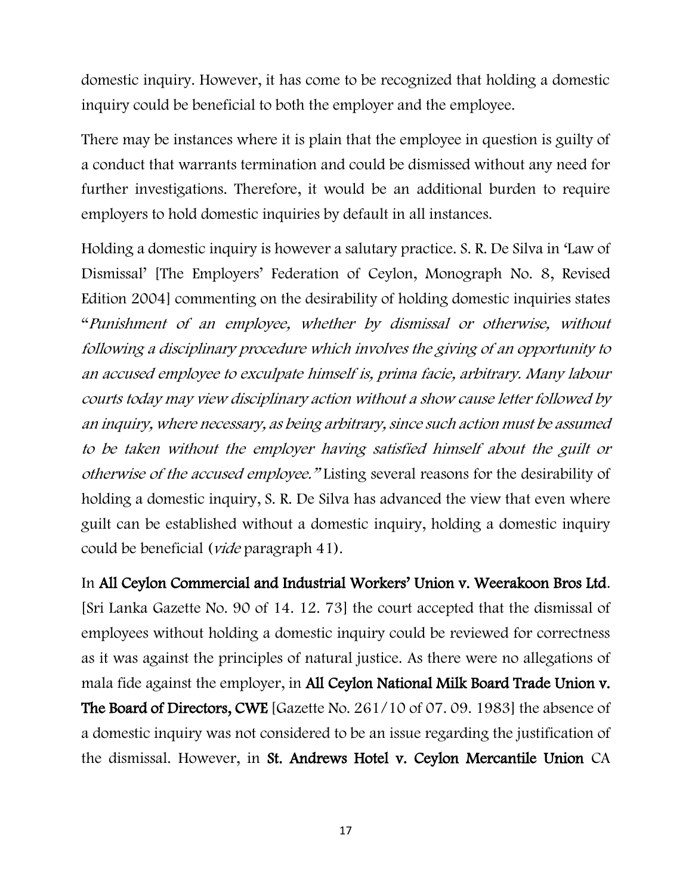domestic inquiry. However, it has come to be recognized that holding a domestic inquiry could be beneficial to both the employer and the employee.

There may be instances where it is plain that the employee in question is guilty of a conduct that warrants termination and could be dismissed without any need for further investigations. Therefore, it would be an additional burden to require employers to hold domestic inquiries by default in all instances.

Holding a domestic inquiry is however a salutary practice. S. R. De Silva in 'Law of Dismissal' [The Employers' Federation of Ceylon, Monograph No. 8, Revised Edition 2004] commenting on the desirability of holding domestic inquiries states "*Punishment of an employee, whether by dismissal or otherwise, without following a disciplinary procedure which involves the giving of an opportunity to an accused employee to exculpate himself is, prima facie, arbitrary. Many labour courts today may view disciplinary action without a show cause letter followed by an inquiry, where necessary, as being arbitrary, since such action must be assumed to be taken without the employer having satisfied himself about the guilt or otherwise of the accused employee.*" Listing several reasons for the desirability of holding a domestic inquiry, S. R. De Silva has advanced the view that even where guilt can be established without a domestic inquiry, holding a domestic inquiry could be beneficial (*vide* paragraph 41).

In **All Ceylon Commercial and Industrial Workers' Union v. Weerakoon Bros Ltd**. [Sri Lanka Gazette No. 90 of 14. 12. 73] the court accepted that the dismissal of employees without holding a domestic inquiry could be reviewed for correctness as it was against the principles of natural justice. As there were no allegations of mala fide against the employer, in **All Ceylon National Milk Board Trade Union v. The Board of Directors, CWE** [Gazette No. 261/10 of 07. 09. 1983] the absence of a domestic inquiry was not considered to be an issue regarding the justification of the dismissal. However, in **St. Andrews Hotel v. Ceylon Mercantile Union** CA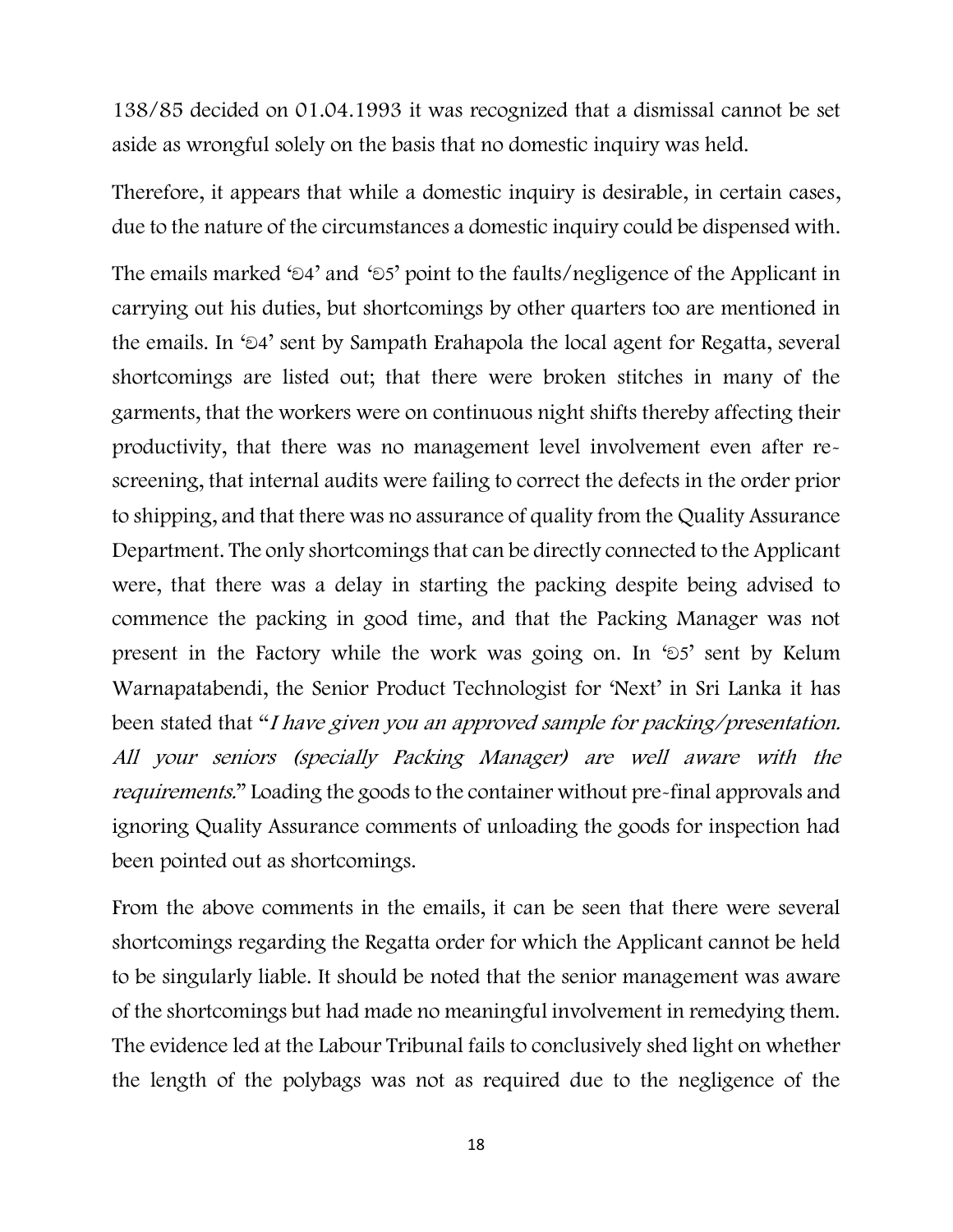138/85 decided on 01.04.1993 it was recognized that a dismissal cannot be set aside as wrongful solely on the basis that no domestic inquiry was held.

Therefore, it appears that while a domestic inquiry is desirable, in certain cases, due to the nature of the circumstances a domestic inquiry could be dispensed with.

The emails marked 'ට4' and 'ට5' point to the faults/negligence of the Applicant in carrying out his duties, but shortcomings by other quarters too are mentioned in the emails. In 'ට4' sent by Sampath Erahapola the local agent for Regatta, several shortcomings are listed out; that there were broken stitches in many of the garments, that the workers were on continuous night shifts thereby affecting their productivity, that there was no management level involvement even after re-screening, that internal audits were failing to correct the defects in the order prior to shipping, and that there was no assurance of quality from the Quality Assurance Department. The only shortcomings that can be directly connected to the Applicant were, that there was a delay in starting the packing despite being advised to commence the packing in good time, and that the Packing Manager was not present in the Factory while the work was going on. In 'ට5' sent by Kelum Warnapatabendi, the Senior Product Technologist for 'Next' in Sri Lanka it has been stated that "*I have given you an approved sample for packing/presentation. All your seniors (specially Packing Manager) are well aware with the requirements.*" Loading the goods to the container without pre-final approvals and ignoring Quality Assurance comments of unloading the goods for inspection had been pointed out as shortcomings.

From the above comments in the emails, it can be seen that there were several shortcomings regarding the Regatta order for which the Applicant cannot be held to be singularly liable. It should be noted that the senior management was aware of the shortcomings but had made no meaningful involvement in remedying them. The evidence led at the Labour Tribunal fails to conclusively shed light on whether the length of the polybags was not as required due to the negligence of the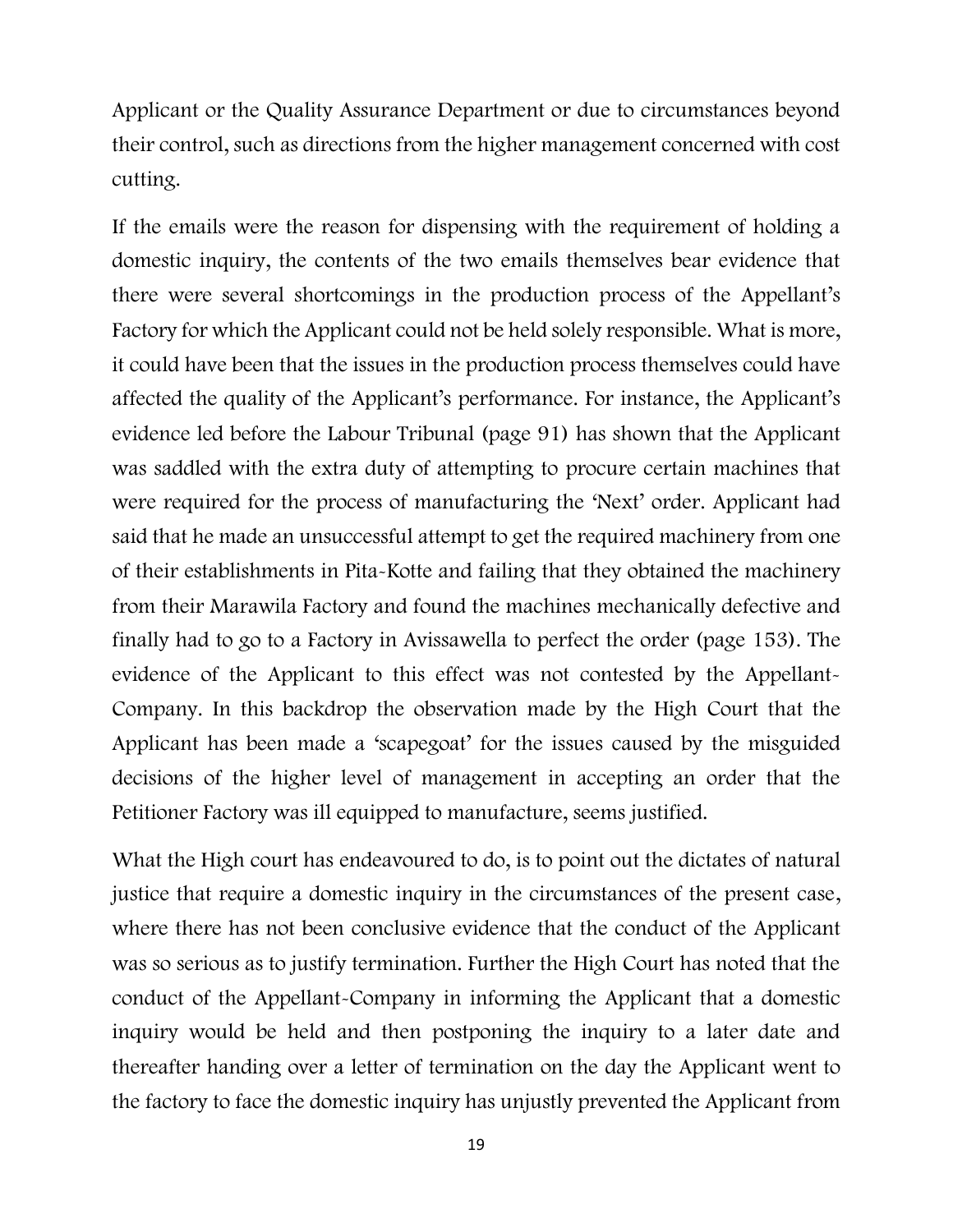Applicant or the Quality Assurance Department or due to circumstances beyond their control, such as directions from the higher management concerned with cost cutting.

If the emails were the reason for dispensing with the requirement of holding a domestic inquiry, the contents of the two emails themselves bear evidence that there were several shortcomings in the production process of the Appellant's Factory for which the Applicant could not be held solely responsible. What is more, it could have been that the issues in the production process themselves could have affected the quality of the Applicant's performance. For instance, the Applicant's evidence led before the Labour Tribunal (page 91) has shown that the Applicant was saddled with the extra duty of attempting to procure certain machines that were required for the process of manufacturing the 'Next' order. Applicant had said that he made an unsuccessful attempt to get the required machinery from one of their establishments in Pita-Kotte and failing that they obtained the machinery from their Marawila Factory and found the machines mechanically defective and finally had to go to a Factory in Avissawella to perfect the order (page 153). The evidence of the Applicant to this effect was not contested by the Appellant-Company. In this backdrop the observation made by the High Court that the Applicant has been made a 'scapegoat' for the issues caused by the misguided decisions of the higher level of management in accepting an order that the Petitioner Factory was ill equipped to manufacture, seems justified.

What the High court has endeavoured to do, is to point out the dictates of natural justice that require a domestic inquiry in the circumstances of the present case, where there has not been conclusive evidence that the conduct of the Applicant was so serious as to justify termination. Further the High Court has noted that the conduct of the Appellant-Company in informing the Applicant that a domestic inquiry would be held and then postponing the inquiry to a later date and thereafter handing over a letter of termination on the day the Applicant went to the factory to face the domestic inquiry has unjustly prevented the Applicant from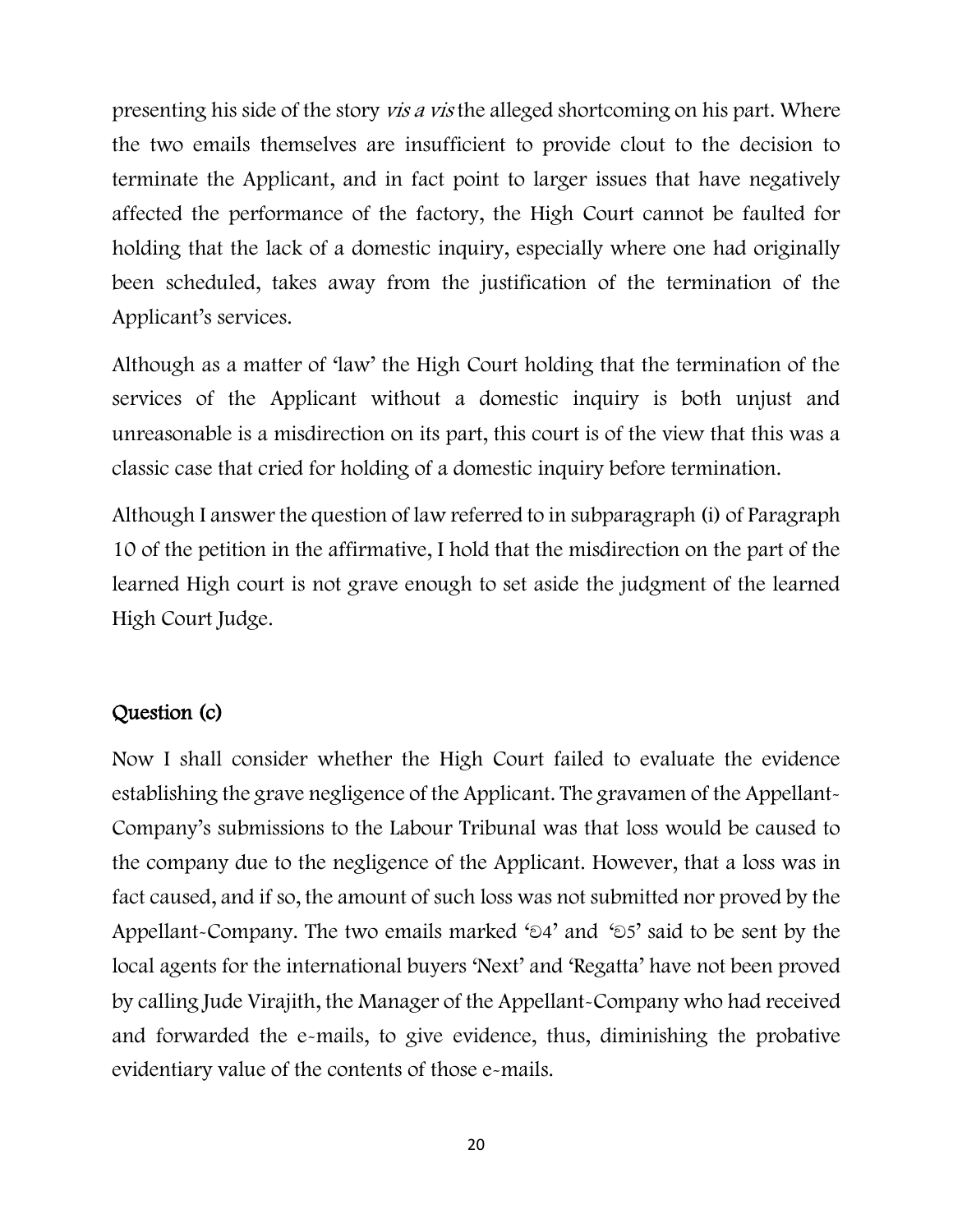presenting his side of the story *vis a vis* the alleged shortcoming on his part. Where the two emails themselves are insufficient to provide clout to the decision to terminate the Applicant, and in fact point to larger issues that have negatively affected the performance of the factory, the High Court cannot be faulted for holding that the lack of a domestic inquiry, especially where one had originally been scheduled, takes away from the justification of the termination of the Applicant's services.

Although as a matter of 'law' the High Court holding that the termination of the services of the Applicant without a domestic inquiry is both unjust and unreasonable is a misdirection on its part, this court is of the view that this was a classic case that cried for holding of a domestic inquiry before termination.

Although I answer the question of law referred to in subparagraph (i) of Paragraph 10 of the petition in the affirmative, I hold that the misdirection on the part of the learned High court is not grave enough to set aside the judgment of the learned High Court Judge.

## Question (c)

Now I shall consider whether the High Court failed to evaluate the evidence establishing the grave negligence of the Applicant. The gravamen of the Appellant-Company's submissions to the Labour Tribunal was that loss would be caused to the company due to the negligence of the Applicant. However, that a loss was in fact caused, and if so, the amount of such loss was not submitted nor proved by the Appellant-Company. The two emails marked 'ව4' and 'ව5' said to be sent by the local agents for the international buyers 'Next' and 'Regatta' have not been proved by calling Jude Virajith, the Manager of the Appellant-Company who had received and forwarded the e-mails, to give evidence, thus, diminishing the probative evidentiary value of the contents of those e-mails.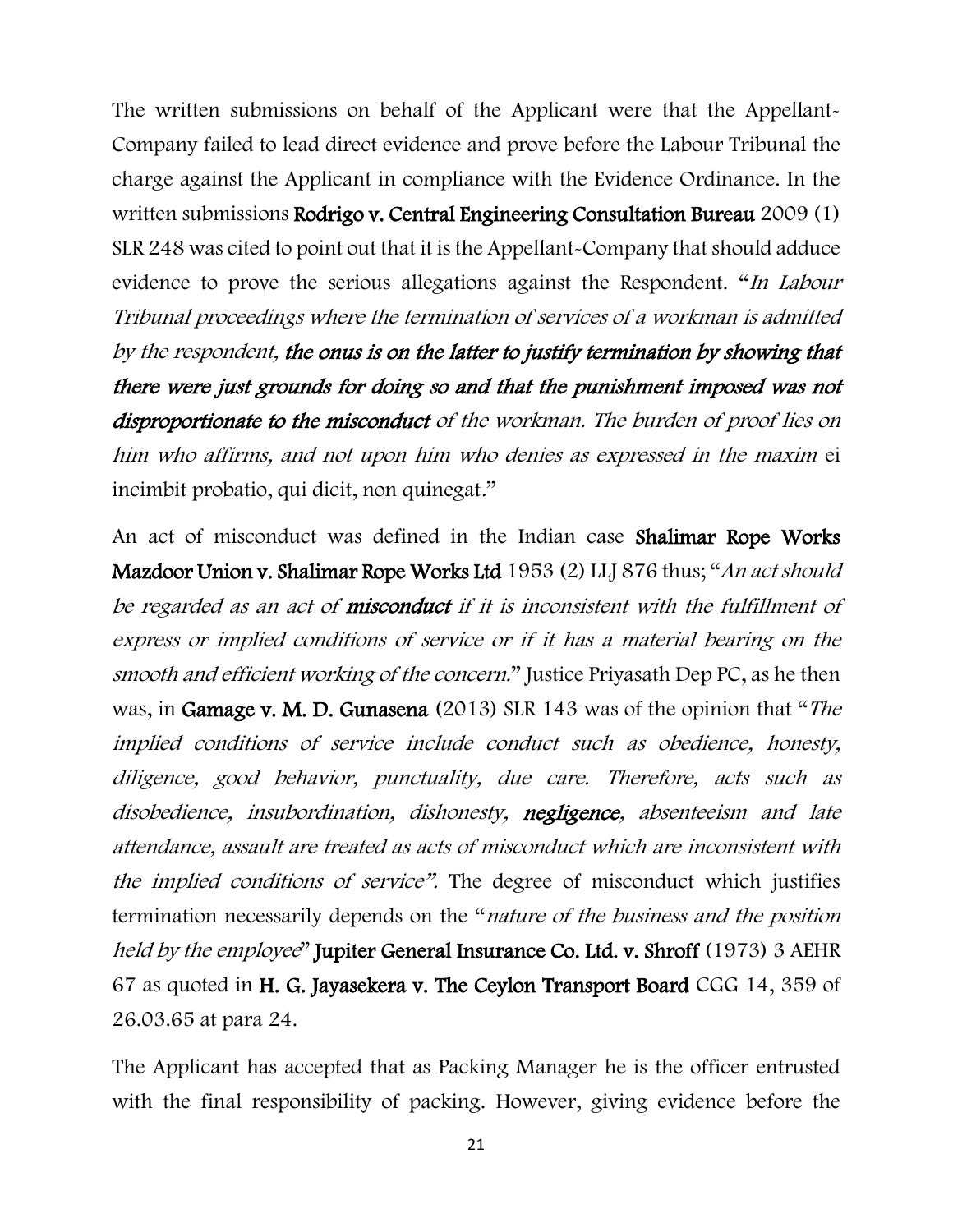The written submissions on behalf of the Applicant were that the Appellant-Company failed to lead direct evidence and prove before the Labour Tribunal the charge against the Applicant in compliance with the Evidence Ordinance. In the written submissions **Rodrigo v. Central Engineering Consultation Bureau** 2009 (1) SLR 248 was cited to point out that it is the Appellant-Company that should adduce evidence to prove the serious allegations against the Respondent. "*In Labour Tribunal proceedings where the termination of services of a workman is admitted by the respondent, **the onus is on the latter to justify termination by showing that there were just grounds for doing so and that the punishment imposed was not disproportionate to the misconduct** of the workman. The burden of proof lies on him who affirms, and not upon him who denies as expressed in the maxim* ei incimbit probatio, qui dicit, non quinegat."

An act of misconduct was defined in the Indian case **Shalimar Rope Works Mazdoor Union v. Shalimar Rope Works Ltd** 1953 (2) LLJ 876 thus; "*An act should be regarded as an act of **misconduct** if it is inconsistent with the fulfillment of express or implied conditions of service or if it has a material bearing on the smooth and efficient working of the concern.*" Justice Priyasath Dep PC, as he then was, in **Gamage v. M. D. Gunasena** (2013) SLR 143 was of the opinion that "*The implied conditions of service include conduct such as obedience, honesty, diligence, good behavior, punctuality, due care. Therefore, acts such as disobedience, insubordination, dishonesty, **negligence**, absenteeism and late attendance, assault are treated as acts of misconduct which are inconsistent with the implied conditions of service".* The degree of misconduct which justifies termination necessarily depends on the "*nature of the business and the position held by the employee*" **Jupiter General Insurance Co. Ltd. v. Shroff** (1973) 3 AEHR 67 as quoted in **H. G. Jayasekera v. The Ceylon Transport Board** CGG 14, 359 of 26.03.65 at para 24.

The Applicant has accepted that as Packing Manager he is the officer entrusted with the final responsibility of packing. However, giving evidence before the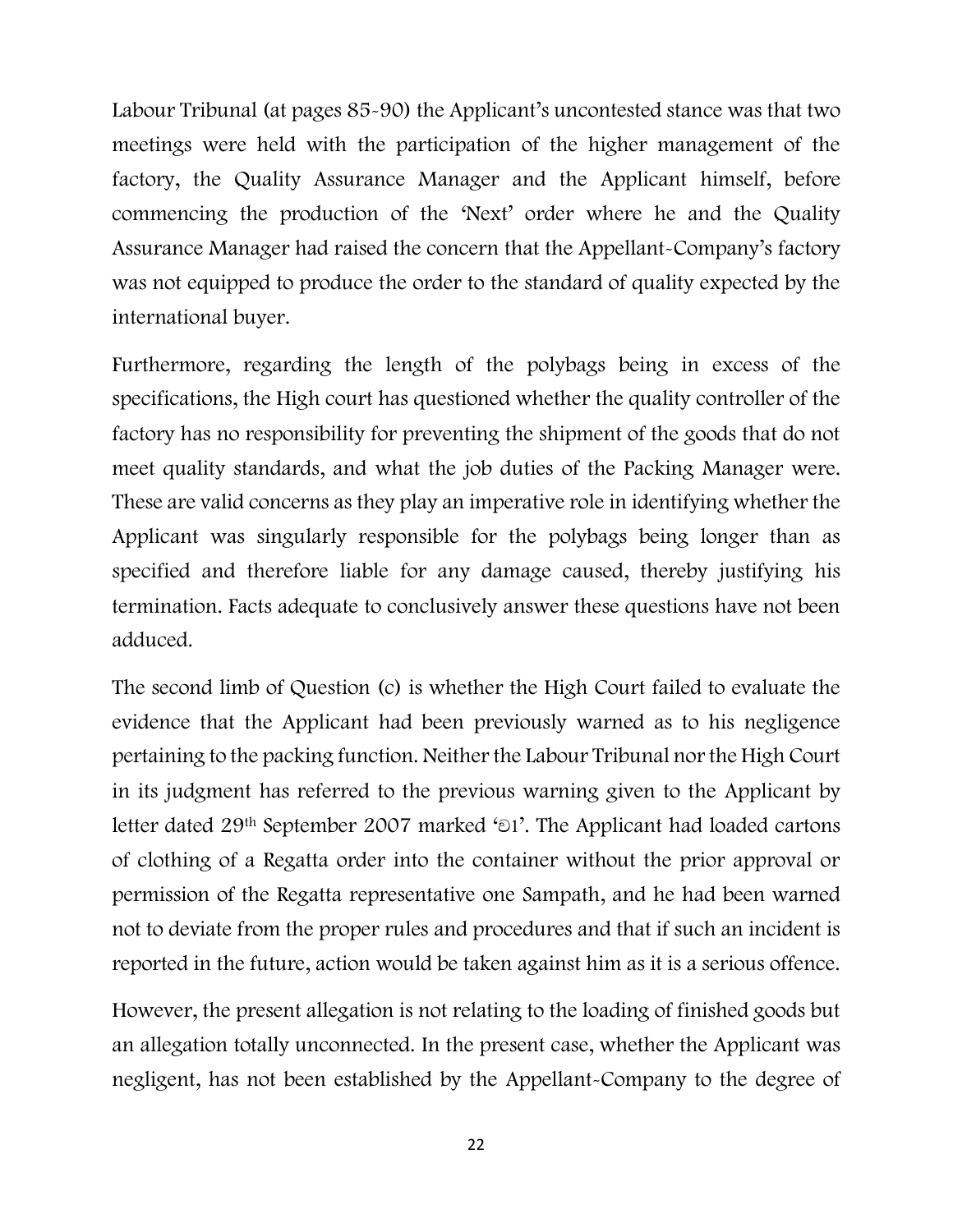Labour Tribunal (at pages 85-90) the Applicant's uncontested stance was that two meetings were held with the participation of the higher management of the factory, the Quality Assurance Manager and the Applicant himself, before commencing the production of the 'Next' order where he and the Quality Assurance Manager had raised the concern that the Appellant-Company's factory was not equipped to produce the order to the standard of quality expected by the international buyer.

Furthermore, regarding the length of the polybags being in excess of the specifications, the High court has questioned whether the quality controller of the factory has no responsibility for preventing the shipment of the goods that do not meet quality standards, and what the job duties of the Packing Manager were. These are valid concerns as they play an imperative role in identifying whether the Applicant was singularly responsible for the polybags being longer than as specified and therefore liable for any damage caused, thereby justifying his termination. Facts adequate to conclusively answer these questions have not been adduced.

The second limb of Question (c) is whether the High Court failed to evaluate the evidence that the Applicant had been previously warned as to his negligence pertaining to the packing function. Neither the Labour Tribunal nor the High Court in its judgment has referred to the previous warning given to the Applicant by letter dated 29th September 2007 marked 'ව1'. The Applicant had loaded cartons of clothing of a Regatta order into the container without the prior approval or permission of the Regatta representative one Sampath, and he had been warned not to deviate from the proper rules and procedures and that if such an incident is reported in the future, action would be taken against him as it is a serious offence.

However, the present allegation is not relating to the loading of finished goods but an allegation totally unconnected. In the present case, whether the Applicant was negligent, has not been established by the Appellant-Company to the degree of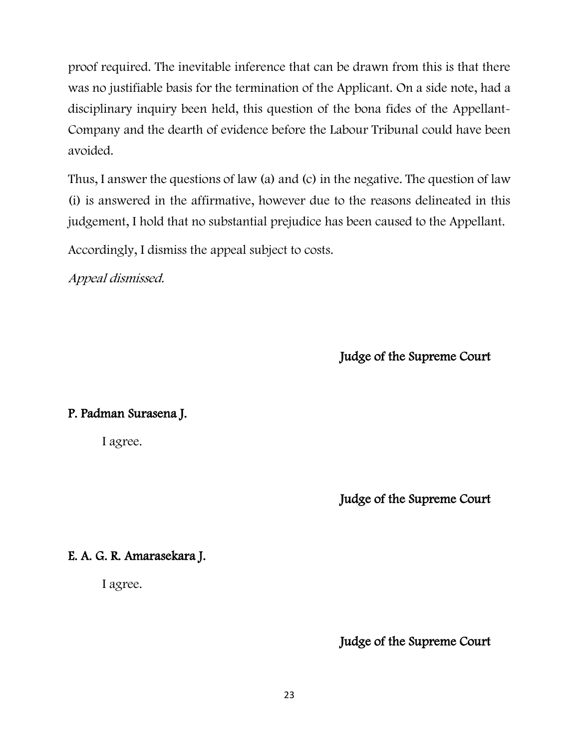proof required. The inevitable inference that can be drawn from this is that there was no justifiable basis for the termination of the Applicant. On a side note, had a disciplinary inquiry been held, this question of the bona fides of the Appellant-Company and the dearth of evidence before the Labour Tribunal could have been avoided.

Thus, I answer the questions of law (a) and (c) in the negative. The question of law (i) is answered in the affirmative, however due to the reasons delineated in this judgement, I hold that no substantial prejudice has been caused to the Appellant.

Accordingly, I dismiss the appeal subject to costs.

*Appeal dismissed.*

**Judge of the Supreme Court**

**P. Padman Surasena J.**

I agree.

**Judge of the Supreme Court**

**E. A. G. R. Amarasekara J.**

I agree.

**Judge of the Supreme Court**